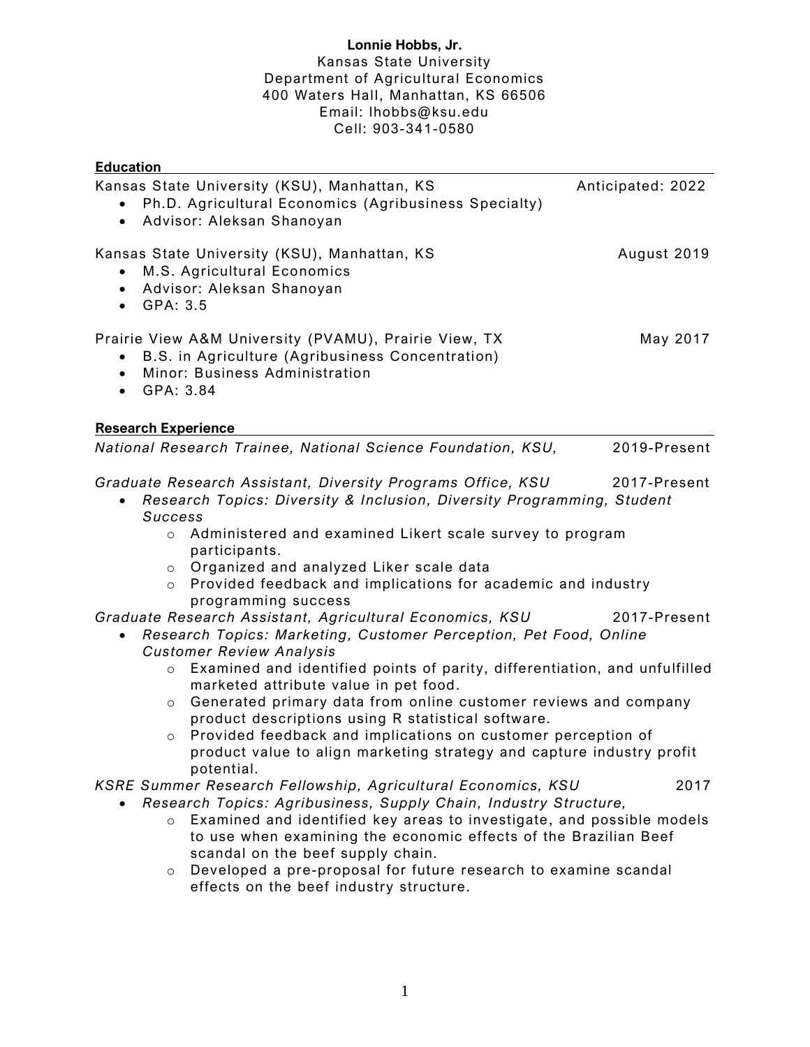**Lonnie Hobbs, Jr.**
Kansas State University
Department of Agricultural Economics
400 Waters Hall, Manhattan, KS 66506
Email: lhobbs@ksu.edu
Cell: 903-341-0580

## Education

Kansas State University (KSU), Manhattan, KS — Anticipated: 2022

- Ph.D. Agricultural Economics (Agribusiness Specialty)
- Advisor: Aleksan Shanoyan

Kansas State University (KSU), Manhattan, KS — August 2019

- M.S. Agricultural Economics
- Advisor: Aleksan Shanoyan
- GPA: 3.5

Prairie View A&M University (PVAMU), Prairie View, TX — May 2017

- B.S. in Agriculture (Agribusiness Concentration)
- Minor: Business Administration
- GPA: 3.84

## Research Experience

*National Research Trainee, National Science Foundation, KSU,* — 2019-Present

*Graduate Research Assistant, Diversity Programs Office, KSU* — 2017-Present

- *Research Topics: Diversity & Inclusion, Diversity Programming, Student Success*
  - Administered and examined Likert scale survey to program participants.
  - Organized and analyzed Liker scale data
  - Provided feedback and implications for academic and industry programming success

*Graduate Research Assistant, Agricultural Economics, KSU* — 2017-Present

- *Research Topics: Marketing, Customer Perception, Pet Food, Online Customer Review Analysis*
  - Examined and identified points of parity, differentiation, and unfulfilled marketed attribute value in pet food.
  - Generated primary data from online customer reviews and company product descriptions using R statistical software.
  - Provided feedback and implications on customer perception of product value to align marketing strategy and capture industry profit potential.

*KSRE Summer Research Fellowship, Agricultural Economics, KSU* — 2017

- *Research Topics: Agribusiness, Supply Chain, Industry Structure,*
  - Examined and identified key areas to investigate, and possible models to use when examining the economic effects of the Brazilian Beef scandal on the beef supply chain.
  - Developed a pre-proposal for future research to examine scandal effects on the beef industry structure.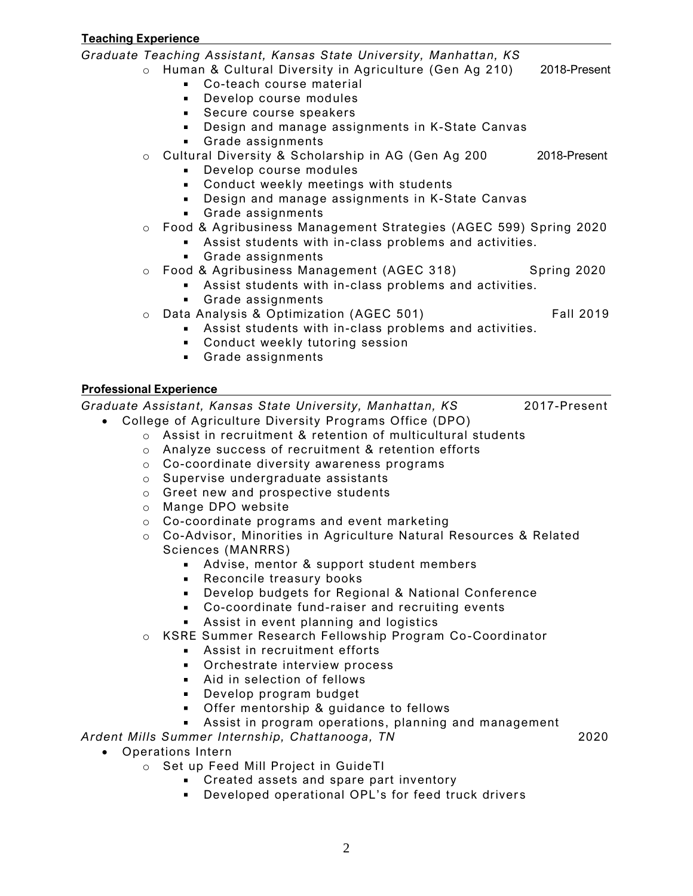**Teaching Experience**

*Graduate Teaching Assistant, Kansas State University, Manhattan, KS*

- Human & Cultural Diversity in Agriculture (Gen Ag 210) 2018-Present
  - Co-teach course material
  - Develop course modules
  - Secure course speakers
  - Design and manage assignments in K-State Canvas
  - Grade assignments
- Cultural Diversity & Scholarship in AG (Gen Ag 200 2018-Present
  - Develop course modules
  - Conduct weekly meetings with students
  - Design and manage assignments in K-State Canvas
  - Grade assignments
- Food & Agribusiness Management Strategies (AGEC 599) Spring 2020
  - Assist students with in-class problems and activities.
  - Grade assignments
- Food & Agribusiness Management (AGEC 318) Spring 2020
  - Assist students with in-class problems and activities.
  - Grade assignments
- Data Analysis & Optimization (AGEC 501) Fall 2019
  - Assist students with in-class problems and activities.
  - Conduct weekly tutoring session
  - Grade assignments

**Professional Experience**

*Graduate Assistant, Kansas State University, Manhattan, KS* 2017-Present

- College of Agriculture Diversity Programs Office (DPO)
  - Assist in recruitment & retention of multicultural students
  - Analyze success of recruitment & retention efforts
  - Co-coordinate diversity awareness programs
  - Supervise undergraduate assistants
  - Greet new and prospective students
  - Mange DPO website
  - Co-coordinate programs and event marketing
  - Co-Advisor, Minorities in Agriculture Natural Resources & Related Sciences (MANRRS)
    - Advise, mentor & support student members
    - Reconcile treasury books
    - Develop budgets for Regional & National Conference
    - Co-coordinate fund-raiser and recruiting events
    - Assist in event planning and logistics
  - KSRE Summer Research Fellowship Program Co-Coordinator
    - Assist in recruitment efforts
    - Orchestrate interview process
    - Aid in selection of fellows
    - Develop program budget
    - Offer mentorship & guidance to fellows
    - Assist in program operations, planning and management

*Ardent Mills Summer Internship, Chattanooga, TN* 2020

- Operations Intern
  - Set up Feed Mill Project in GuideTI
    - Created assets and spare part inventory
    - Developed operational OPL's for feed truck drivers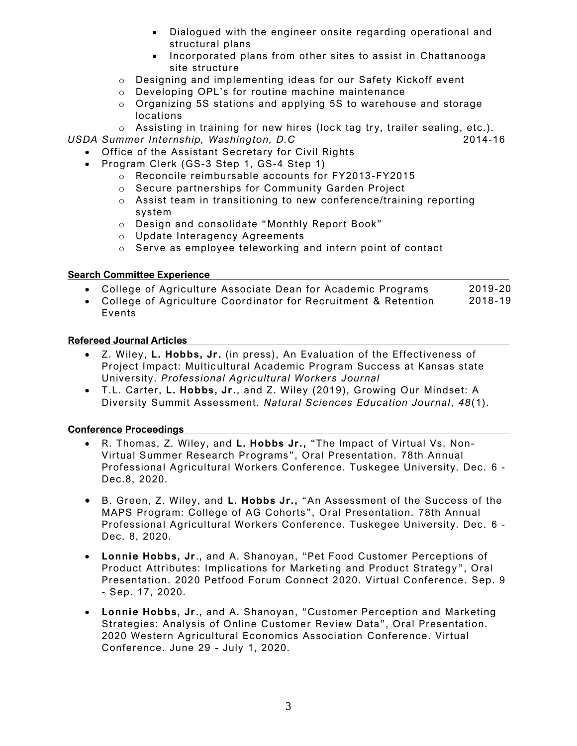- Dialogued with the engineer onsite regarding operational and structural plans
        - Incorporated plans from other sites to assist in Chattanooga site structure
    - Designing and implementing ideas for our Safety Kickoff event
    - Developing OPL's for routine machine maintenance
    - Organizing 5S stations and applying 5S to warehouse and storage locations
    - Assisting in training for new hires (lock tag try, trailer sealing, etc.).

*USDA Summer Internship, Washington, D.C* 2014-16

- Office of the Assistant Secretary for Civil Rights
- Program Clerk (GS-3 Step 1, GS-4 Step 1)
    - Reconcile reimbursable accounts for FY2013-FY2015
    - Secure partnerships for Community Garden Project
    - Assist team in transitioning to new conference/training reporting system
    - Design and consolidate "Monthly Report Book"
    - Update Interagency Agreements
    - Serve as employee teleworking and intern point of contact

**Search Committee Experience**

- College of Agriculture Associate Dean for Academic Programs 2019-20
- College of Agriculture Coordinator for Recruitment & Retention Events 2018-19

**Refereed Journal Articles**

- Z. Wiley, **L. Hobbs, Jr.** (in press), An Evaluation of the Effectiveness of Project Impact: Multicultural Academic Program Success at Kansas state University. *Professional Agricultural Workers Journal*
- T.L. Carter, **L. Hobbs, Jr.**, and Z. Wiley (2019), Growing Our Mindset: A Diversity Summit Assessment. *Natural Sciences Education Journal*, *48*(1).

**Conference Proceedings**

- R. Thomas, Z. Wiley, and **L. Hobbs Jr.,** "The Impact of Virtual Vs. Non-Virtual Summer Research Programs", Oral Presentation. 78th Annual Professional Agricultural Workers Conference. Tuskegee University. Dec. 6 - Dec.8, 2020.

- B. Green, Z. Wiley, and **L. Hobbs Jr.,** "An Assessment of the Success of the MAPS Program: College of AG Cohorts", Oral Presentation. 78th Annual Professional Agricultural Workers Conference. Tuskegee University. Dec. 6 - Dec. 8, 2020.

- **Lonnie Hobbs, Jr**., and A. Shanoyan, "Pet Food Customer Perceptions of Product Attributes: Implications for Marketing and Product Strategy", Oral Presentation. 2020 Petfood Forum Connect 2020. Virtual Conference. Sep. 9 - Sep. 17, 2020.

- **Lonnie Hobbs, Jr**., and A. Shanoyan, "Customer Perception and Marketing Strategies: Analysis of Online Customer Review Data", Oral Presentation. 2020 Western Agricultural Economics Association Conference. Virtual Conference. June 29 - July 1, 2020.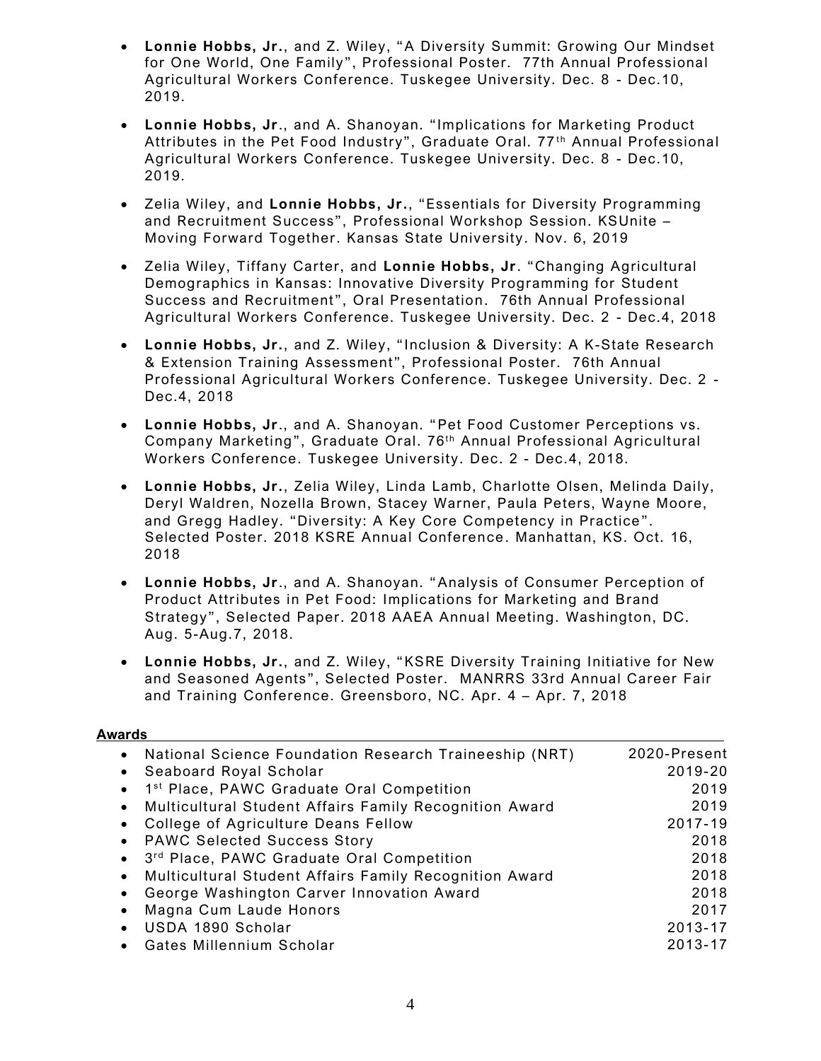- **Lonnie Hobbs, Jr.**, and Z. Wiley, "A Diversity Summit: Growing Our Mindset for One World, One Family", Professional Poster. 77th Annual Professional Agricultural Workers Conference. Tuskegee University. Dec. 8 - Dec.10, 2019.
- **Lonnie Hobbs, Jr**., and A. Shanoyan. "Implications for Marketing Product Attributes in the Pet Food Industry", Graduate Oral. 77th Annual Professional Agricultural Workers Conference. Tuskegee University. Dec. 8 - Dec.10, 2019.
- Zelia Wiley, and **Lonnie Hobbs, Jr.**, "Essentials for Diversity Programming and Recruitment Success", Professional Workshop Session. KSUnite – Moving Forward Together. Kansas State University. Nov. 6, 2019
- Zelia Wiley, Tiffany Carter, and **Lonnie Hobbs, Jr**. "Changing Agricultural Demographics in Kansas: Innovative Diversity Programming for Student Success and Recruitment", Oral Presentation. 76th Annual Professional Agricultural Workers Conference. Tuskegee University. Dec. 2 - Dec.4, 2018
- **Lonnie Hobbs, Jr.**, and Z. Wiley, "Inclusion & Diversity: A K-State Research & Extension Training Assessment", Professional Poster. 76th Annual Professional Agricultural Workers Conference. Tuskegee University. Dec. 2 - Dec.4, 2018
- **Lonnie Hobbs, Jr**., and A. Shanoyan. "Pet Food Customer Perceptions vs. Company Marketing", Graduate Oral. 76th Annual Professional Agricultural Workers Conference. Tuskegee University. Dec. 2 - Dec.4, 2018.
- **Lonnie Hobbs, Jr.**, Zelia Wiley, Linda Lamb, Charlotte Olsen, Melinda Daily, Deryl Waldren, Nozella Brown, Stacey Warner, Paula Peters, Wayne Moore, and Gregg Hadley. "Diversity: A Key Core Competency in Practice". Selected Poster. 2018 KSRE Annual Conference. Manhattan, KS. Oct. 16, 2018
- **Lonnie Hobbs, Jr**., and A. Shanoyan. "Analysis of Consumer Perception of Product Attributes in Pet Food: Implications for Marketing and Brand Strategy", Selected Paper. 2018 AAEA Annual Meeting. Washington, DC. Aug. 5-Aug.7, 2018.
- **Lonnie Hobbs, Jr.**, and Z. Wiley, "KSRE Diversity Training Initiative for New and Seasoned Agents", Selected Poster. MANRRS 33rd Annual Career Fair and Training Conference. Greensboro, NC. Apr. 4 – Apr. 7, 2018

## Awards

- National Science Foundation Research Traineeship (NRT) — 2020-Present
- Seaboard Royal Scholar — 2019-20
- 1st Place, PAWC Graduate Oral Competition — 2019
- Multicultural Student Affairs Family Recognition Award — 2019
- College of Agriculture Deans Fellow — 2017-19
- PAWC Selected Success Story — 2018
- 3rd Place, PAWC Graduate Oral Competition — 2018
- Multicultural Student Affairs Family Recognition Award — 2018
- George Washington Carver Innovation Award — 2018
- Magna Cum Laude Honors — 2017
- USDA 1890 Scholar — 2013-17
- Gates Millennium Scholar — 2013-17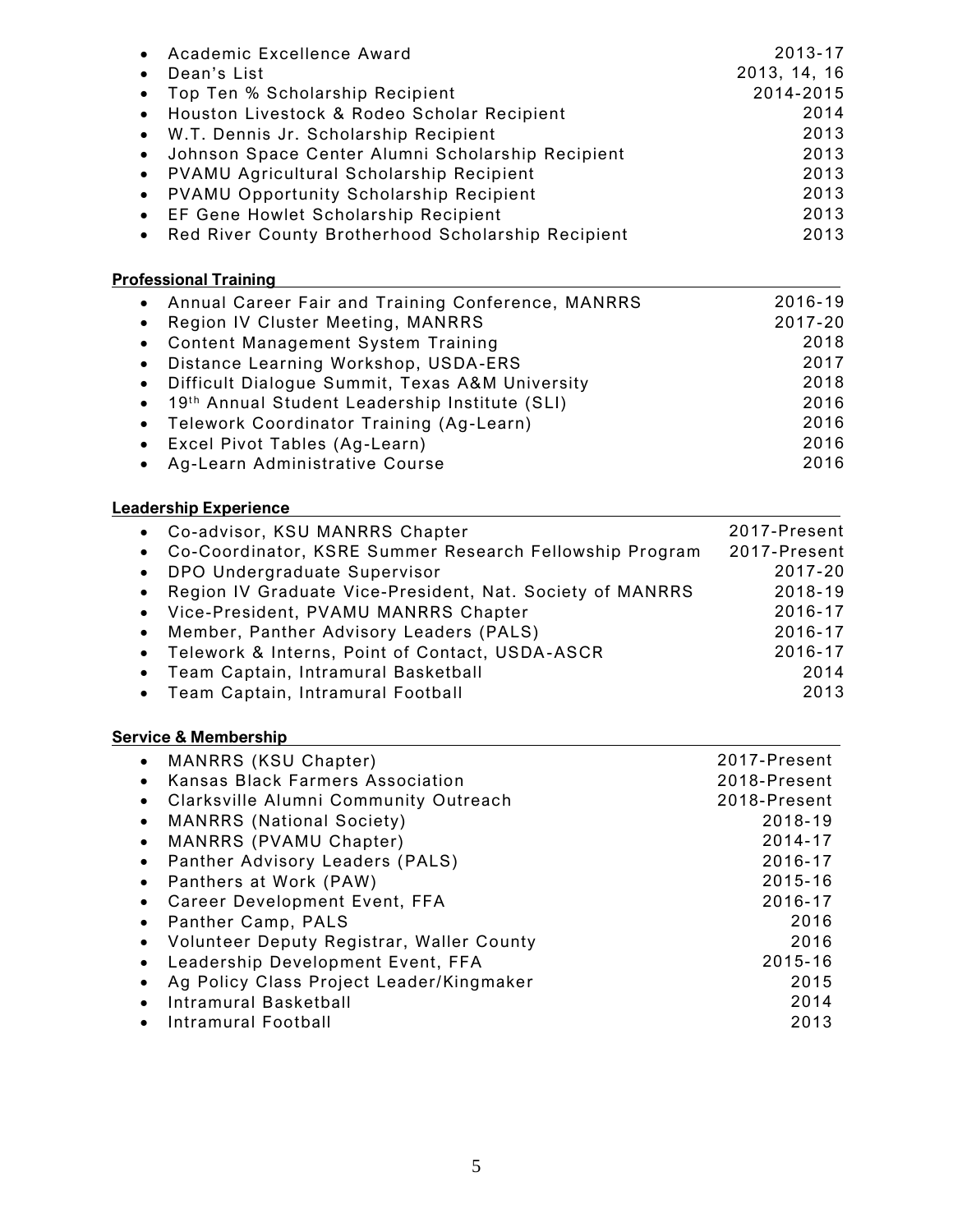- Academic Excellence Award 2013-17
- Dean's List 2013, 14, 16
- Top Ten % Scholarship Recipient 2014-2015
- Houston Livestock & Rodeo Scholar Recipient 2014
- W.T. Dennis Jr. Scholarship Recipient 2013
- Johnson Space Center Alumni Scholarship Recipient 2013
- PVAMU Agricultural Scholarship Recipient 2013
- PVAMU Opportunity Scholarship Recipient 2013
- EF Gene Howlet Scholarship Recipient 2013
- Red River County Brotherhood Scholarship Recipient 2013

**Professional Training**

- Annual Career Fair and Training Conference, MANRRS 2016-19
- Region IV Cluster Meeting, MANRRS 2017-20
- Content Management System Training 2018
- Distance Learning Workshop, USDA-ERS 2017
- Difficult Dialogue Summit, Texas A&M University 2018
- 19th Annual Student Leadership Institute (SLI) 2016
- Telework Coordinator Training (Ag-Learn) 2016
- Excel Pivot Tables (Ag-Learn) 2016
- Ag-Learn Administrative Course 2016

**Leadership Experience**

- Co-advisor, KSU MANRRS Chapter 2017-Present
- Co-Coordinator, KSRE Summer Research Fellowship Program 2017-Present
- DPO Undergraduate Supervisor 2017-20
- Region IV Graduate Vice-President, Nat. Society of MANRRS 2018-19
- Vice-President, PVAMU MANRRS Chapter 2016-17
- Member, Panther Advisory Leaders (PALS) 2016-17
- Telework & Interns, Point of Contact, USDA-ASCR 2016-17
- Team Captain, Intramural Basketball 2014
- Team Captain, Intramural Football 2013

**Service & Membership**

- MANRRS (KSU Chapter) 2017-Present
- Kansas Black Farmers Association 2018-Present
- Clarksville Alumni Community Outreach 2018-Present
- MANRRS (National Society) 2018-19
- MANRRS (PVAMU Chapter) 2014-17
- Panther Advisory Leaders (PALS) 2016-17
- Panthers at Work (PAW) 2015-16
- Career Development Event, FFA 2016-17
- Panther Camp, PALS 2016
- Volunteer Deputy Registrar, Waller County 2016
- Leadership Development Event, FFA 2015-16
- Ag Policy Class Project Leader/Kingmaker 2015
- Intramural Basketball 2014
- Intramural Football 2013